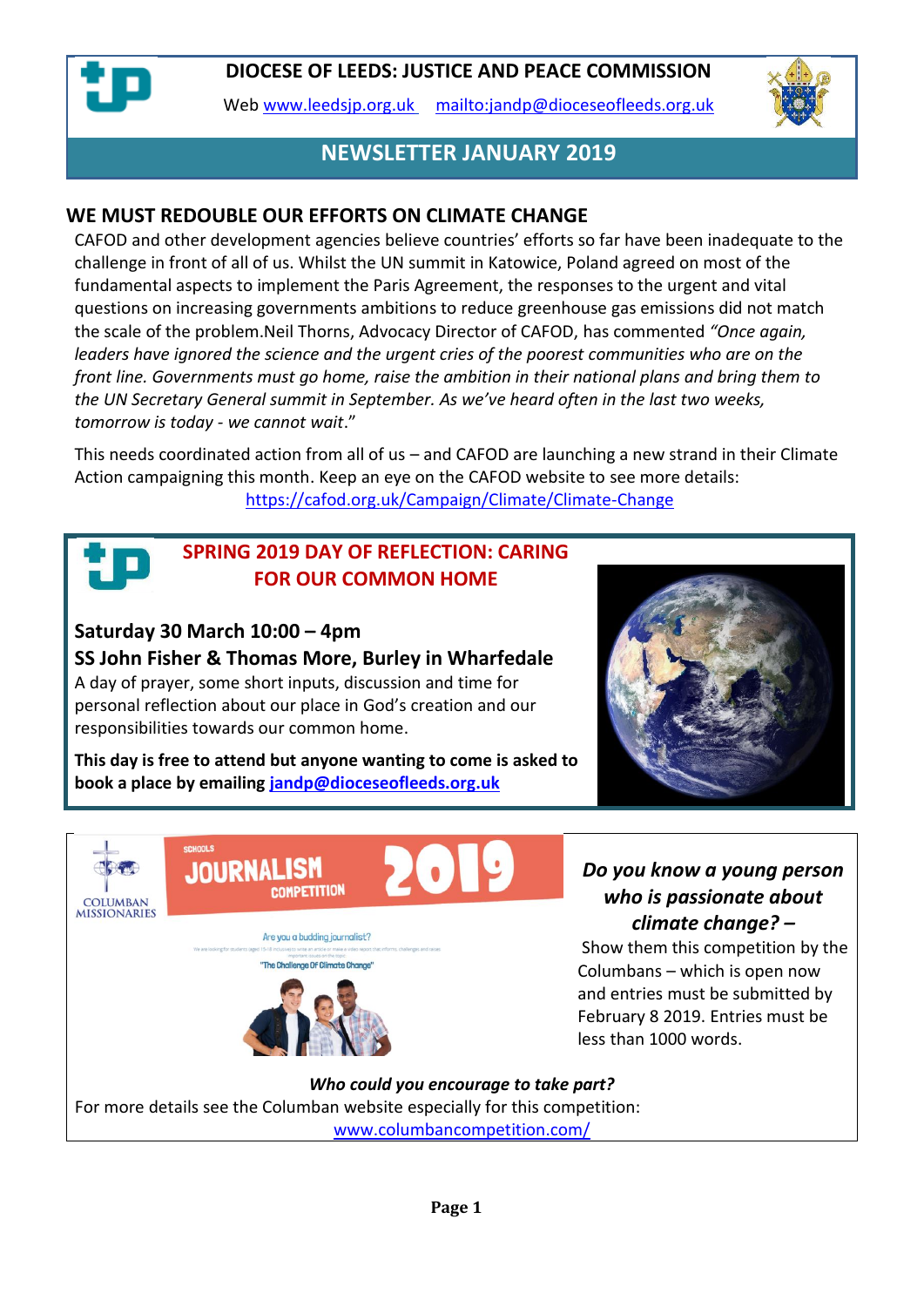# DIOCESE OF LEEDS: JUSTICE AND PEACE COMMISSION

Web www.leedsjp.org.uk mailto:jandp@dioceseofleeds.org.uk

## NEWSLETTER JANUARY 2019

## WE MUST REDOUBLE OUR EFFORTS ON CLIMATE CHANGE

CAFOD and other development agencies believe countries' efforts so far have been inadequate to the challenge in front of all of us. Whilst the UN summit in Katowice, Poland agreed on most of the fundamental aspects to implement the Paris Agreement, the responses to the urgent and vital questions on increasing governments ambitions to reduce greenhouse gas emissions did not match the scale of the problem.Neil Thorns, Advocacy Director of CAFOD, has commented *"Once again, leaders have ignored the science and the urgent cries of the poorest communities who are on the front line. Governments must go home, raise the ambition in their national plans and bring them to the UN Secretary General summit in September. As we've heard often in the last two weeks, tomorrow is today - we cannot wait*."

This needs coordinated action from all of us – and CAFOD are launching a new strand in their Climate Action campaigning this month. Keep an eye on the CAFOD website to see more details: https://cafod.org.uk/Campaign/Climate/Climate-Change

## SPRING 2019 DAY OF REFLECTION: CARING FOR OUR COMMON HOME

**Saturday 30 March 10:00 – 4pm**

**SS John Fisher & Thomas More, Burley in Wharfedale**

A day of prayer, some short inputs, discussion and time for personal reflection about our place in God's creation and our responsibilities towards our common home.

**This day is free to attend but anyone wanting to come is asked to book a place by emailing jandp@dioceseofleeds.org.uk**

COLUMBAN MISSIONARIES

SCHOOLS JOURNALISM COMPETITION 2019

Are you a budding journalist?

"The Challenge Of Climate Change"

***Do you know a young person who is passionate about climate change? –***

Show them this competition by the Columbans – which is open now and entries must be submitted by February 8 2019. Entries must be less than 1000 words.

***Who could you encourage to take part?***

For more details see the Columban website especially for this competition: www.columbancompetition.com/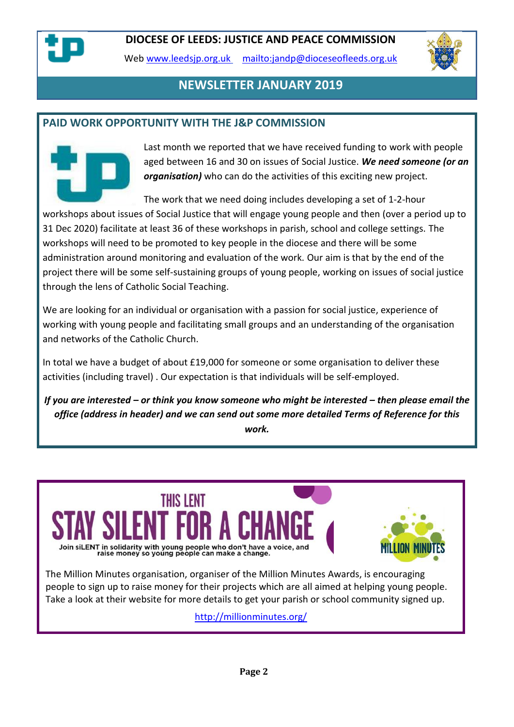**DIOCESE OF LEEDS: JUSTICE AND PEACE COMMISSION**

Web [www.leedsjp.org.uk](http://www.leedsjp.org.uk) [mailto:jandp@dioceseofleeds.org.uk](mailto:jandp@dioceseofleeds.org.uk)

# NEWSLETTER JANUARY 2019

## PAID WORK OPPORTUNITY WITH THE J&P COMMISSION

Last month we reported that we have received funding to work with people aged between 16 and 30 on issues of Social Justice. ***We need someone (or an organisation)*** who can do the activities of this exciting new project.

The work that we need doing includes developing a set of 1-2-hour workshops about issues of Social Justice that will engage young people and then (over a period up to 31 Dec 2020) facilitate at least 36 of these workshops in parish, school and college settings. The workshops will need to be promoted to key people in the diocese and there will be some administration around monitoring and evaluation of the work. Our aim is that by the end of the project there will be some self-sustaining groups of young people, working on issues of social justice through the lens of Catholic Social Teaching.

We are looking for an individual or organisation with a passion for social justice, experience of working with young people and facilitating small groups and an understanding of the organisation and networks of the Catholic Church.

In total we have a budget of about £19,000 for someone or some organisation to deliver these activities (including travel) . Our expectation is that individuals will be self-employed.

***If you are interested – or think you know someone who might be interested – then please email the office (address in header) and we can send out some more detailed Terms of Reference for this work.***

## THIS LENT STAY SILENT FOR A CHANGE

Join siLENT in solidarity with young people who don't have a voice, and raise money so young people can make a change.

MILLION MINUTES

The Million Minutes organisation, organiser of the Million Minutes Awards, is encouraging people to sign up to raise money for their projects which are all aimed at helping young people. Take a look at their website for more details to get your parish or school community signed up.

[http://millionminutes.org/](http://millionminutes.org/)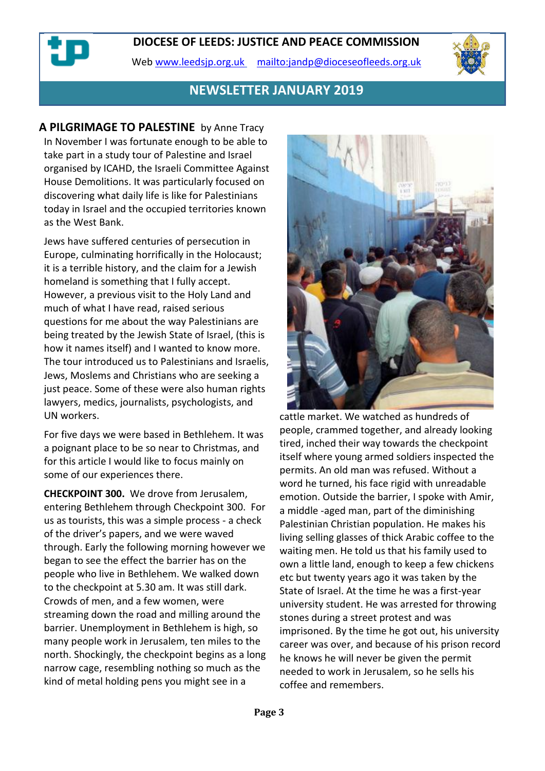# DIOCESE OF LEEDS: JUSTICE AND PEACE COMMISSION

Web www.leedsjp.org.uk   mailto:jandp@dioceseofleeds.org.uk

## NEWSLETTER JANUARY 2019

### A PILGRIMAGE TO PALESTINE by Anne Tracy

In November I was fortunate enough to be able to take part in a study tour of Palestine and Israel organised by ICAHD, the Israeli Committee Against House Demolitions. It was particularly focused on discovering what daily life is like for Palestinians today in Israel and the occupied territories known as the West Bank.

Jews have suffered centuries of persecution in Europe, culminating horrifically in the Holocaust; it is a terrible history, and the claim for a Jewish homeland is something that I fully accept. However, a previous visit to the Holy Land and much of what I have read, raised serious questions for me about the way Palestinians are being treated by the Jewish State of Israel, (this is how it names itself) and I wanted to know more. The tour introduced us to Palestinians and Israelis, Jews, Moslems and Christians who are seeking a just peace. Some of these were also human rights lawyers, medics, journalists, psychologists, and UN workers.

For five days we were based in Bethlehem. It was a poignant place to be so near to Christmas, and for this article I would like to focus mainly on some of our experiences there.

**CHECKPOINT 300.** We drove from Jerusalem, entering Bethlehem through Checkpoint 300. For us as tourists, this was a simple process - a check of the driver's papers, and we were waved through. Early the following morning however we began to see the effect the barrier has on the people who live in Bethlehem. We walked down to the checkpoint at 5.30 am. It was still dark. Crowds of men, and a few women, were streaming down the road and milling around the barrier. Unemployment in Bethlehem is high, so many people work in Jerusalem, ten miles to the north. Shockingly, the checkpoint begins as a long narrow cage, resembling nothing so much as the kind of metal holding pens you might see in a cattle market. We watched as hundreds of people, crammed together, and already looking tired, inched their way towards the checkpoint itself where young armed soldiers inspected the permits. An old man was refused. Without a word he turned, his face rigid with unreadable emotion. Outside the barrier, I spoke with Amir, a middle -aged man, part of the diminishing Palestinian Christian population. He makes his living selling glasses of thick Arabic coffee to the waiting men. He told us that his family used to own a little land, enough to keep a few chickens etc but twenty years ago it was taken by the State of Israel. At the time he was a first-year university student. He was arrested for throwing stones during a street protest and was imprisoned. By the time he got out, his university career was over, and because of his prison record he knows he will never be given the permit needed to work in Jerusalem, so he sells his coffee and remembers.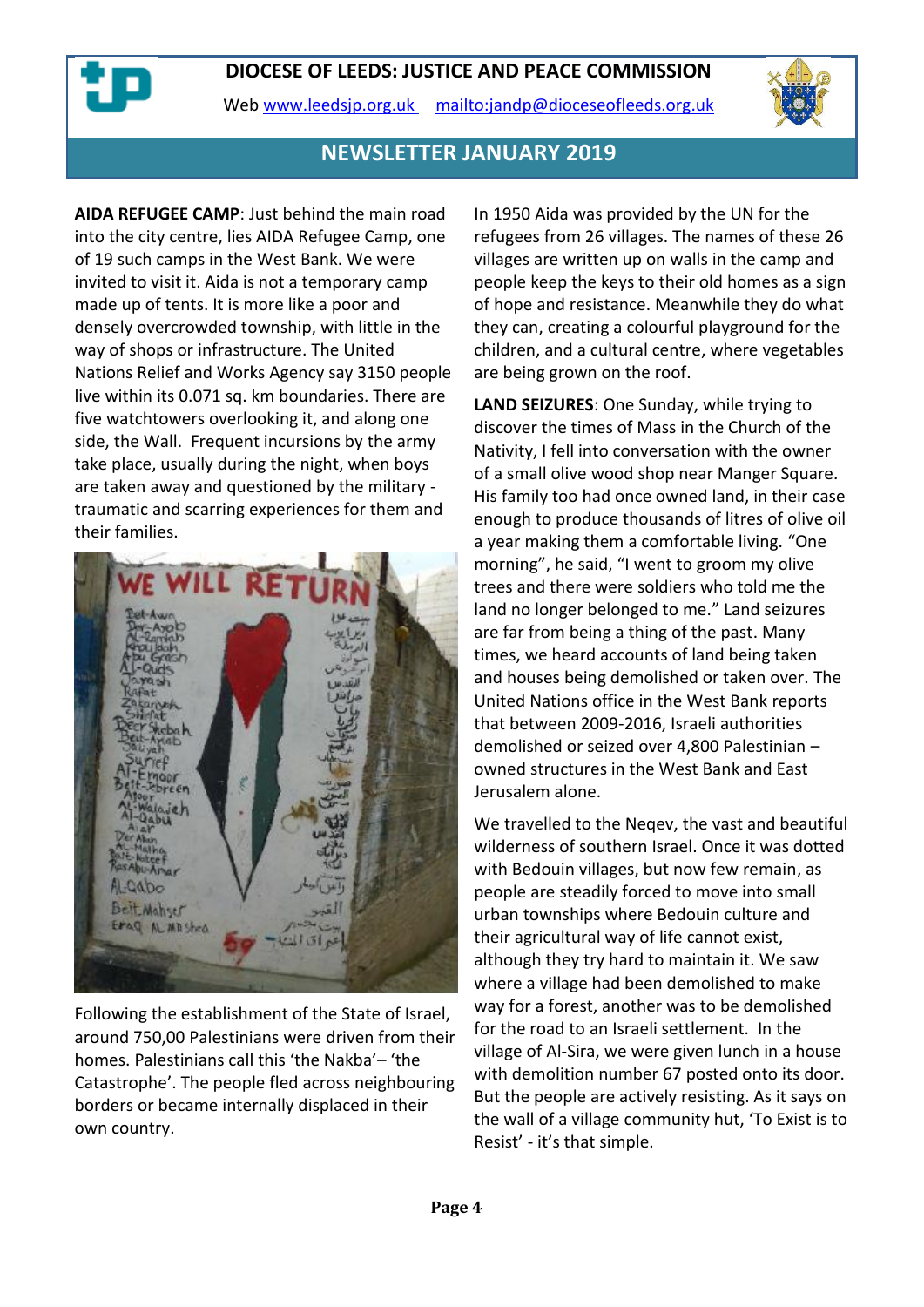# DIOCESE OF LEEDS: JUSTICE AND PEACE COMMISSION

Web www.leedsjp.org.uk   mailto:jandp@dioceseofleeds.org.uk

## NEWSLETTER JANUARY 2019

**AIDA REFUGEE CAMP**: Just behind the main road into the city centre, lies AIDA Refugee Camp, one of 19 such camps in the West Bank. We were invited to visit it. Aida is not a temporary camp made up of tents. It is more like a poor and densely overcrowded township, with little in the way of shops or infrastructure. The United Nations Relief and Works Agency say 3150 people live within its 0.071 sq. km boundaries. There are five watchtowers overlooking it, and along one side, the Wall. Frequent incursions by the army take place, usually during the night, when boys are taken away and questioned by the military - traumatic and scarring experiences for them and their families.

Following the establishment of the State of Israel, around 750,00 Palestinians were driven from their homes. Palestinians call this 'the Nakba'– 'the Catastrophe'. The people fled across neighbouring borders or became internally displaced in their own country.

In 1950 Aida was provided by the UN for the refugees from 26 villages. The names of these 26 villages are written up on walls in the camp and people keep the keys to their old homes as a sign of hope and resistance. Meanwhile they do what they can, creating a colourful playground for the children, and a cultural centre, where vegetables are being grown on the roof.

**LAND SEIZURES**: One Sunday, while trying to discover the times of Mass in the Church of the Nativity, I fell into conversation with the owner of a small olive wood shop near Manger Square. His family too had once owned land, in their case enough to produce thousands of litres of olive oil a year making them a comfortable living. "One morning", he said, "I went to groom my olive trees and there were soldiers who told me the land no longer belonged to me." Land seizures are far from being a thing of the past. Many times, we heard accounts of land being taken and houses being demolished or taken over. The United Nations office in the West Bank reports that between 2009-2016, Israeli authorities demolished or seized over 4,800 Palestinian – owned structures in the West Bank and East Jerusalem alone.

We travelled to the Neqev, the vast and beautiful wilderness of southern Israel. Once it was dotted with Bedouin villages, but now few remain, as people are steadily forced to move into small urban townships where Bedouin culture and their agricultural way of life cannot exist, although they try hard to maintain it. We saw where a village had been demolished to make way for a forest, another was to be demolished for the road to an Israeli settlement. In the village of Al-Sira, we were given lunch in a house with demolition number 67 posted onto its door. But the people are actively resisting. As it says on the wall of a village community hut, 'To Exist is to Resist' - it's that simple.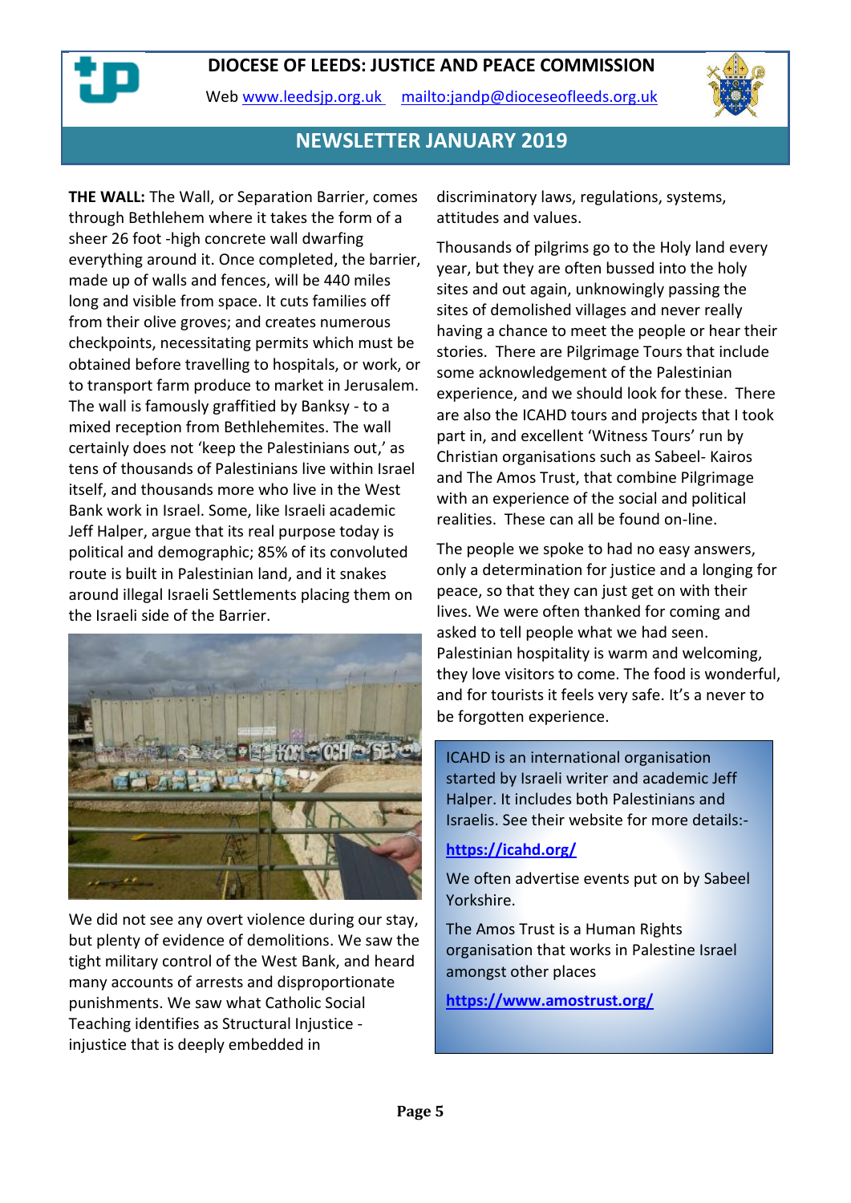**THE WALL:** The Wall, or Separation Barrier, comes through Bethlehem where it takes the form of a sheer 26 foot -high concrete wall dwarfing everything around it. Once completed, the barrier, made up of walls and fences, will be 440 miles long and visible from space. It cuts families off from their olive groves; and creates numerous checkpoints, necessitating permits which must be obtained before travelling to hospitals, or work, or to transport farm produce to market in Jerusalem. The wall is famously graffitied by Banksy - to a mixed reception from Bethlehemites. The wall certainly does not 'keep the Palestinians out,' as tens of thousands of Palestinians live within Israel itself, and thousands more who live in the West Bank work in Israel. Some, like Israeli academic Jeff Halper, argue that its real purpose today is political and demographic; 85% of its convoluted route is built in Palestinian land, and it snakes around illegal Israeli Settlements placing them on the Israeli side of the Barrier.

We did not see any overt violence during our stay, but plenty of evidence of demolitions. We saw the tight military control of the West Bank, and heard many accounts of arrests and disproportionate punishments. We saw what Catholic Social Teaching identifies as Structural Injustice - injustice that is deeply embedded in discriminatory laws, regulations, systems, attitudes and values.

Thousands of pilgrims go to the Holy land every year, but they are often bussed into the holy sites and out again, unknowingly passing the sites of demolished villages and never really having a chance to meet the people or hear their stories. There are Pilgrimage Tours that include some acknowledgement of the Palestinian experience, and we should look for these. There are also the ICAHD tours and projects that I took part in, and excellent 'Witness Tours' run by Christian organisations such as Sabeel- Kairos and The Amos Trust, that combine Pilgrimage with an experience of the social and political realities. These can all be found on-line.

The people we spoke to had no easy answers, only a determination for justice and a longing for peace, so that they can just get on with their lives. We were often thanked for coming and asked to tell people what we had seen. Palestinian hospitality is warm and welcoming, they love visitors to come. The food is wonderful, and for tourists it feels very safe. It's a never to be forgotten experience.

ICAHD is an international organisation started by Israeli writer and academic Jeff Halper. It includes both Palestinians and Israelis. See their website for more details:-

**https://icahd.org/**

We often advertise events put on by Sabeel Yorkshire.

The Amos Trust is a Human Rights organisation that works in Palestine Israel amongst other places

**https://www.amostrust.org/**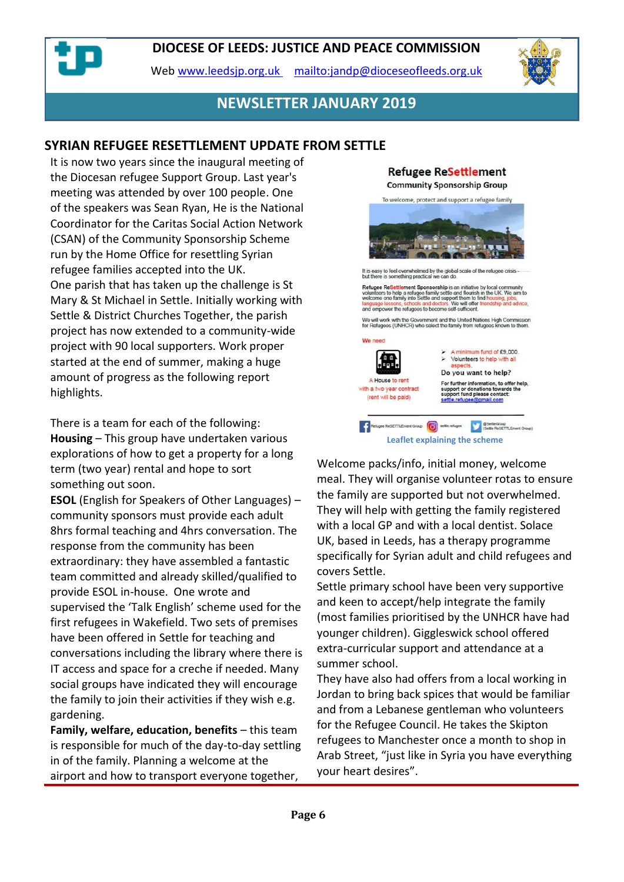# DIOCESE OF LEEDS: JUSTICE AND PEACE COMMISSION

Web www.leedsjp.org.uk mailto:jandp@dioceseofleeds.org.uk

## NEWSLETTER JANUARY 2019

## SYRIAN REFUGEE RESETTLEMENT UPDATE FROM SETTLE

It is now two years since the inaugural meeting of the Diocesan refugee Support Group. Last year's meeting was attended by over 100 people. One of the speakers was Sean Ryan, He is the National Coordinator for the Caritas Social Action Network (CSAN) of the Community Sponsorship Scheme run by the Home Office for resettling Syrian refugee families accepted into the UK.

One parish that has taken up the challenge is St Mary & St Michael in Settle. Initially working with Settle & District Churches Together, the parish project has now extended to a community-wide project with 90 local supporters. Work proper started at the end of summer, making a huge amount of progress as the following report highlights.

There is a team for each of the following:

**Housing** – This group have undertaken various explorations of how to get a property for a long term (two year) rental and hope to sort something out soon.

**ESOL** (English for Speakers of Other Languages) – community sponsors must provide each adult 8hrs formal teaching and 4hrs conversation. The response from the community has been extraordinary: they have assembled a fantastic team committed and already skilled/qualified to provide ESOL in-house. One wrote and supervised the 'Talk English' scheme used for the first refugees in Wakefield. Two sets of premises have been offered in Settle for teaching and conversations including the library where there is IT access and space for a creche if needed. Many social groups have indicated they will encourage the family to join their activities if they wish e.g. gardening.

**Family, welfare, education, benefits** – this team is responsible for much of the day-to-day settling in of the family. Planning a welcome at the airport and how to transport everyone together, Welcome packs/info, initial money, welcome meal. They will organise volunteer rotas to ensure the family are supported but not overwhelmed. They will help with getting the family registered with a local GP and with a local dentist. Solace UK, based in Leeds, has a therapy programme specifically for Syrian adult and child refugees and covers Settle.

Settle primary school have been very supportive and keen to accept/help integrate the family (most families prioritised by the UNHCR have had younger children). Giggleswick school offered extra-curricular support and attendance at a summer school.

They have also had offers from a local working in Jordan to bring back spices that would be familiar and from a Lebanese gentleman who volunteers for the Refugee Council. He takes the Skipton refugees to Manchester once a month to shop in Arab Street, "just like in Syria you have everything your heart desires".

**Refugee ReSettlement**
Community Sponsorship Group

To welcome, protect and support a refugee family

It is easy to feel overwhelmed by the global scale of the refugee crisis – but there is something practical we can do.

Refugee ReSettlement Sponsorship is an initiative by local community volunteers to help a refugee family settle and flourish in the UK. We aim to welcome one family into Settle and support them to find housing, jobs, language lessons, schools and doctors. We will offer friendship and advice, and empower the refugees to become self-sufficient.

We will work with the Government and the United Nations High Commission for Refugees (UNHCR) who select the family from refugees known to them.

We need

- A House to rent with a two year contract (rent will be paid)
- A minimum fund of £9,000.
- Volunteers to help with all aspects.

Do you want to help?

For further information, to offer help, support or donations towards the support fund please contact: settle.refugee@gmail.com

Leaflet explaining the scheme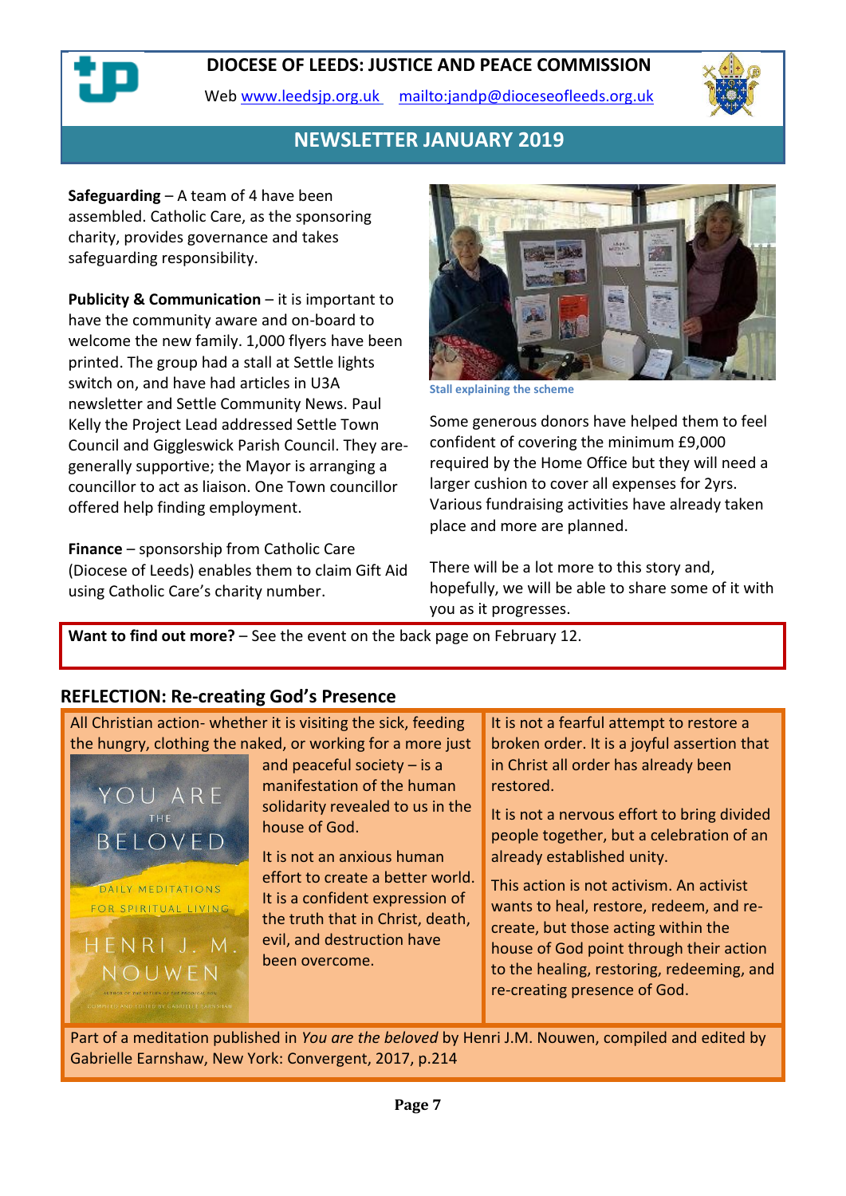# DIOCESE OF LEEDS: JUSTICE AND PEACE COMMISSION

Web www.leedsjp.org.uk mailto:jandp@dioceseofleeds.org.uk

## NEWSLETTER JANUARY 2019

**Safeguarding** – A team of 4 have been assembled. Catholic Care, as the sponsoring charity, provides governance and takes safeguarding responsibility.

**Publicity & Communication** – it is important to have the community aware and on-board to welcome the new family. 1,000 flyers have been printed. The group had a stall at Settle lights switch on, and have had articles in U3A newsletter and Settle Community News. Paul Kelly the Project Lead addressed Settle Town Council and Giggleswick Parish Council. They are-generally supportive; the Mayor is arranging a councillor to act as liaison. One Town councillor offered help finding employment.

**Finance** – sponsorship from Catholic Care (Diocese of Leeds) enables them to claim Gift Aid using Catholic Care's charity number.

Stall explaining the scheme

Some generous donors have helped them to feel confident of covering the minimum £9,000 required by the Home Office but they will need a larger cushion to cover all expenses for 2yrs. Various fundraising activities have already taken place and more are planned.

There will be a lot more to this story and, hopefully, we will be able to share some of it with you as it progresses.

**Want to find out more?** – See the event on the back page on February 12.

## REFLECTION: Re-creating God's Presence

All Christian action- whether it is visiting the sick, feeding the hungry, clothing the naked, or working for a more just and peaceful society – is a manifestation of the human solidarity revealed to us in the house of God.

It is not an anxious human effort to create a better world. It is a confident expression of the truth that in Christ, death, evil, and destruction have been overcome.

It is not a fearful attempt to restore a broken order. It is a joyful assertion that in Christ all order has already been restored.

It is not a nervous effort to bring divided people together, but a celebration of an already established unity.

This action is not activism. An activist wants to heal, restore, redeem, and re-create, but those acting within the house of God point through their action to the healing, restoring, redeeming, and re-creating presence of God.

Part of a meditation published in *You are the beloved* by Henri J.M. Nouwen, compiled and edited by Gabrielle Earnshaw, New York: Convergent, 2017, p.214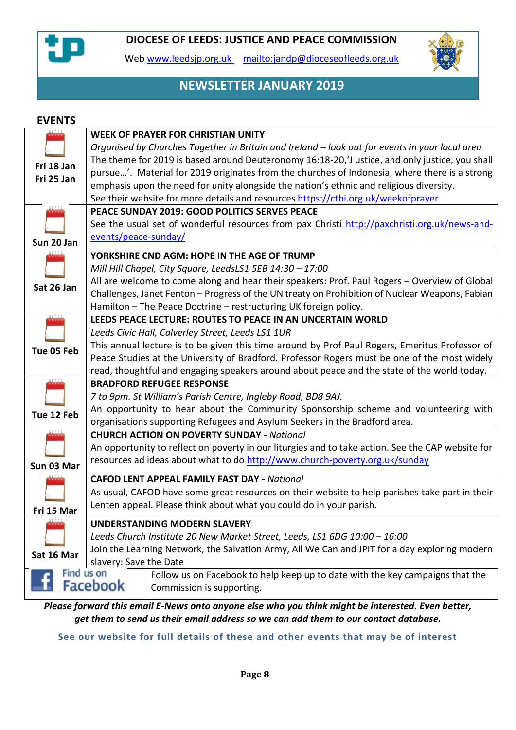**DIOCESE OF LEEDS: JUSTICE AND PEACE COMMISSION**

Web www.leedsjp.org.uk mailto:jandp@dioceseofleeds.org.uk

# NEWSLETTER JANUARY 2019

## EVENTS

| | |
|---|---|
| Fri 18 Jan<br>Fri 25 Jan | **WEEK OF PRAYER FOR CHRISTIAN UNITY**<br>*Organised by Churches Together in Britain and Ireland – look out for events in your local area*<br>The theme for 2019 is based around Deuteronomy 16:18-20,'J ustice, and only justice, you shall pursue…'. Material for 2019 originates from the churches of Indonesia, where there is a strong emphasis upon the need for unity alongside the nation's ethnic and religious diversity.<br>See their website for more details and resources https://ctbi.org.uk/weekofprayer |
| Sun 20 Jan | **PEACE SUNDAY 2019: GOOD POLITICS SERVES PEACE**<br>See the usual set of wonderful resources from pax Christi http://paxchristi.org.uk/news-and-events/peace-sunday/ |
| Sat 26 Jan | **YORKSHIRE CND AGM: HOPE IN THE AGE OF TRUMP**<br>*Mill Hill Chapel, City Square, LeedsLS1 5EB 14:30 – 17:00*<br>All are welcome to come along and hear their speakers: Prof. Paul Rogers – Overview of Global Challenges, Janet Fenton – Progress of the UN treaty on Prohibition of Nuclear Weapons, Fabian Hamilton – The Peace Doctrine – restructuring UK foreign policy. |
| Tue 05 Feb | **LEEDS PEACE LECTURE: ROUTES TO PEACE IN AN UNCERTAIN WORLD**<br>*Leeds Civic Hall, Calverley Street, Leeds LS1 1UR*<br>This annual lecture is to be given this time around by Prof Paul Rogers, Emeritus Professor of Peace Studies at the University of Bradford. Professor Rogers must be one of the most widely read, thoughtful and engaging speakers around about peace and the state of the world today. |
| Tue 12 Feb | **BRADFORD REFUGEE RESPONSE**<br>*7 to 9pm. St William's Parish Centre, Ingleby Road, BD8 9AJ.*<br>An opportunity to hear about the Community Sponsorship scheme and volunteering with organisations supporting Refugees and Asylum Seekers in the Bradford area. |
| Sun 03 Mar | **CHURCH ACTION ON POVERTY SUNDAY** - *National*<br>An opportunity to reflect on poverty in our liturgies and to take action. See the CAP website for resources ad ideas about what to do http://www.church-poverty.org.uk/sunday |
| Fri 15 Mar | **CAFOD LENT APPEAL FAMILY FAST DAY** - *National*<br>As usual, CAFOD have some great resources on their website to help parishes take part in their Lenten appeal. Please think about what you could do in your parish. |
| Sat 16 Mar | **UNDERSTANDING MODERN SLAVERY**<br>*Leeds Church Institute 20 New Market Street, Leeds, LS1 6DG 10:00 – 16:00*<br>Join the Learning Network, the Salvation Army, All We Can and JPIT for a day exploring modern slavery: Save the Date |
| Find us on Facebook | Follow us on Facebook to help keep up to date with the key campaigns that the Commission is supporting. |

***Please forward this email E-News onto anyone else who you think might be interested. Even better, get them to send us their email address so we can add them to our contact database.***

**See our website for full details of these and other events that may be of interest**